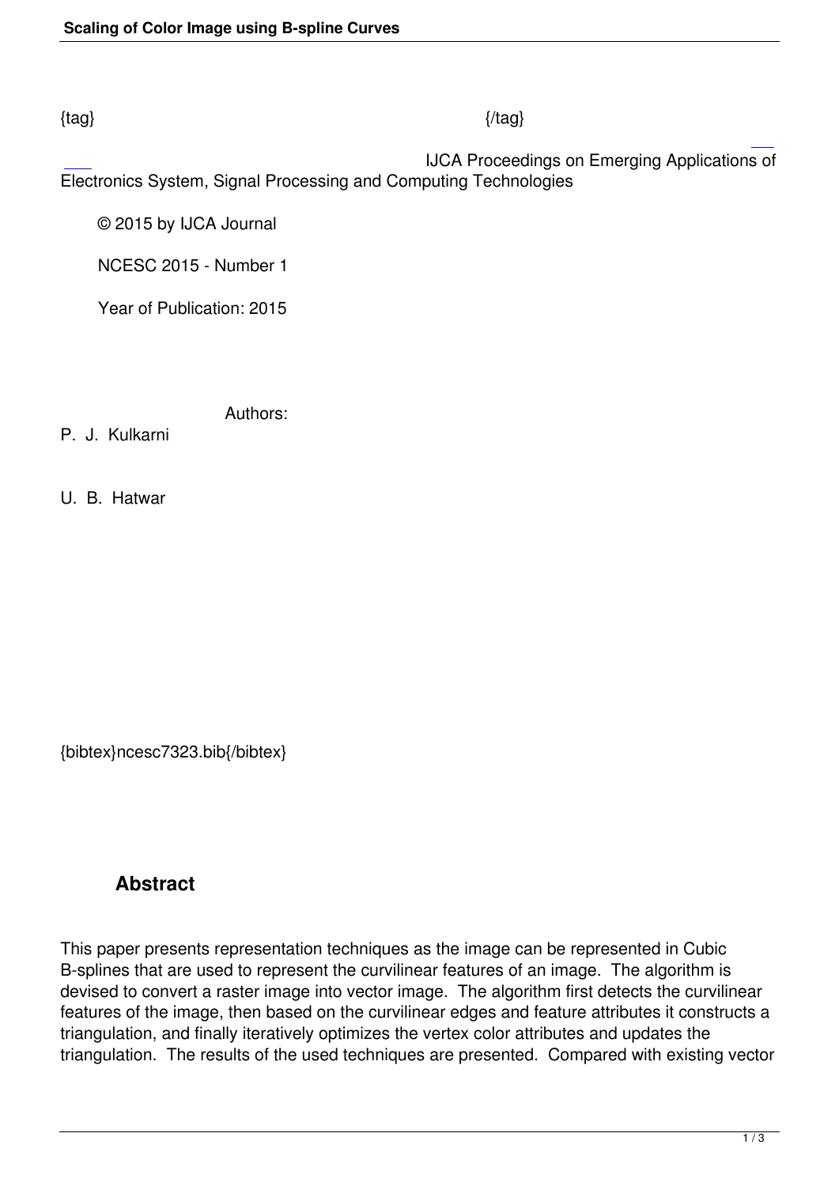{tag} {/tag}

IJCA Proceedings on Emerging Applications of Electronics System, Signal Processing and Computing Technologies

© 2015 by IJCA Journal

NCESC 2015 - Number 1

Year of Publication: 2015

Authors:

P. J. Kulkarni

U. B. Hatwar

{bibtex}ncesc7323.bib{/bibtex}

## Abstract

This paper presents representation techniques as the image can be represented in Cubic B-splines that are used to represent the curvilinear features of an image. The algorithm is devised to convert a raster image into vector image. The algorithm first detects the curvilinear features of the image, then based on the curvilinear edges and feature attributes it constructs a triangulation, and finally iteratively optimizes the vertex color attributes and updates the triangulation. The results of the used techniques are presented. Compared with existing vector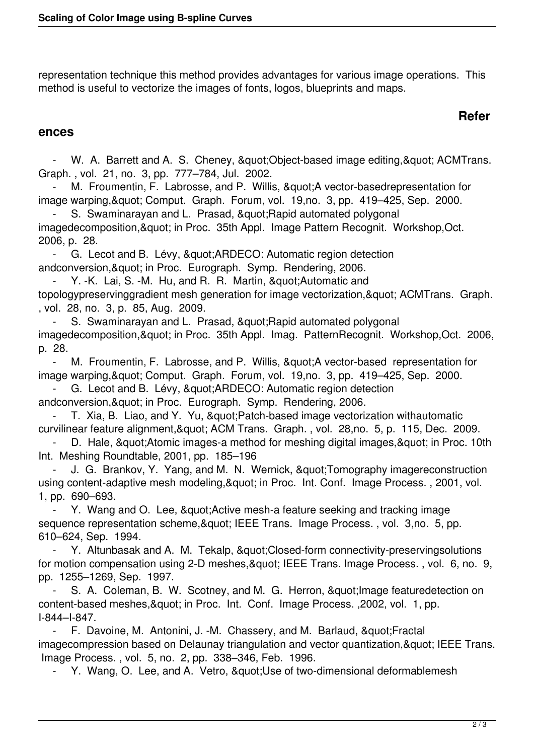representation technique this method provides advantages for various image operations. This method is useful to vectorize the images of fonts, logos, blueprints and maps.

## References

- W. A. Barrett and A. S. Cheney, &quot;Object-based image editing,&quot; ACMTrans. Graph. , vol. 21, no. 3, pp. 777–784, Jul. 2002.
- M. Froumentin, F. Labrosse, and P. Willis, &quot;A vector-basedrepresentation for image warping,&quot; Comput. Graph. Forum, vol. 19,no. 3, pp. 419–425, Sep. 2000.
- S. Swaminarayan and L. Prasad, &quot;Rapid automated polygonal imagedecomposition,&quot; in Proc. 35th Appl. Image Pattern Recognit. Workshop,Oct. 2006, p. 28.
- G. Lecot and B. Lévy, &quot;ARDECO: Automatic region detection andconversion,&quot; in Proc. Eurograph. Symp. Rendering, 2006.
- Y. -K. Lai, S. -M. Hu, and R. R. Martin, &quot;Automatic and topologypreservinggradient mesh generation for image vectorization,&quot; ACMTrans. Graph. , vol. 28, no. 3, p. 85, Aug. 2009.
- S. Swaminarayan and L. Prasad, &quot;Rapid automated polygonal imagedecomposition,&quot; in Proc. 35th Appl. Imag. PatternRecognit. Workshop,Oct. 2006, p. 28.
- M. Froumentin, F. Labrosse, and P. Willis, &quot;A vector-based representation for image warping,&quot; Comput. Graph. Forum, vol. 19,no. 3, pp. 419–425, Sep. 2000.
- G. Lecot and B. Lévy, &quot;ARDECO: Automatic region detection andconversion,&quot; in Proc. Eurograph. Symp. Rendering, 2006.
- T. Xia, B. Liao, and Y. Yu, &quot;Patch-based image vectorization withautomatic curvilinear feature alignment,&quot; ACM Trans. Graph. , vol. 28,no. 5, p. 115, Dec. 2009.
- D. Hale, &quot;Atomic images-a method for meshing digital images,&quot; in Proc. 10th Int. Meshing Roundtable, 2001, pp. 185–196
- J. G. Brankov, Y. Yang, and M. N. Wernick, &quot;Tomography imagereconstruction using content-adaptive mesh modeling,&quot; in Proc. Int. Conf. Image Process. , 2001, vol. 1, pp. 690–693.
- Y. Wang and O. Lee, &quot;Active mesh-a feature seeking and tracking image sequence representation scheme,&quot; IEEE Trans. Image Process. , vol. 3,no. 5, pp. 610–624, Sep. 1994.
- Y. Altunbasak and A. M. Tekalp, &quot;Closed-form connectivity-preservingsolutions for motion compensation using 2-D meshes,&quot; IEEE Trans. Image Process. , vol. 6, no. 9, pp. 1255–1269, Sep. 1997.
- S. A. Coleman, B. W. Scotney, and M. G. Herron, &quot;Image featuredetection on content-based meshes,&quot; in Proc. Int. Conf. Image Process. ,2002, vol. 1, pp. I-844–I-847.
- F. Davoine, M. Antonini, J. -M. Chassery, and M. Barlaud, &quot;Fractal imagecompression based on Delaunay triangulation and vector quantization,&quot; IEEE Trans. Image Process. , vol. 5, no. 2, pp. 338–346, Feb. 1996.
- Y. Wang, O. Lee, and A. Vetro, &quot;Use of two-dimensional deformablemesh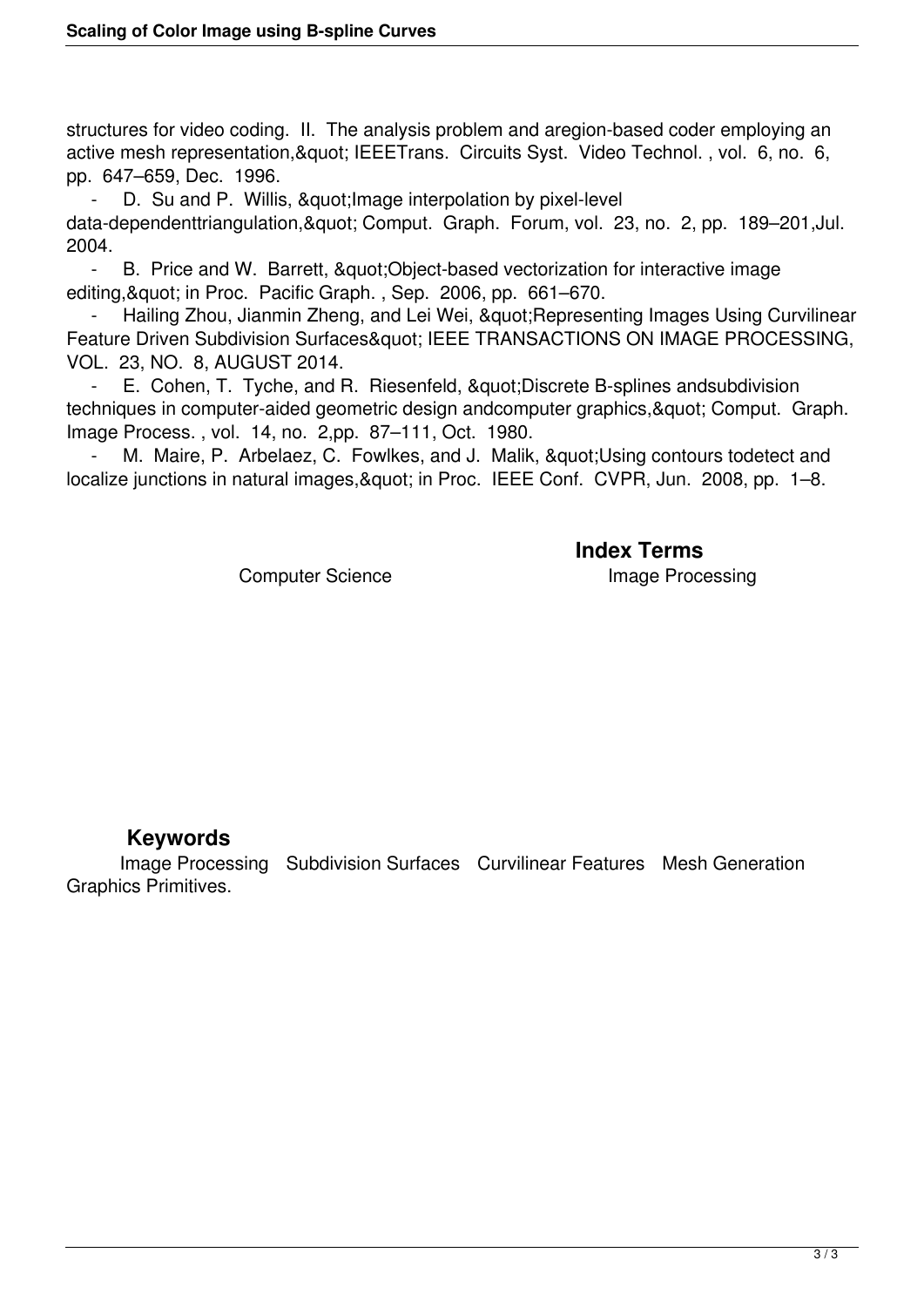structures for video coding. II. The analysis problem and aregion-based coder employing an active mesh representation,&quot; IEEETrans. Circuits Syst. Video Technol. , vol. 6, no. 6, pp. 647–659, Dec. 1996.

- D. Su and P. Willis, &quot;Image interpolation by pixel-level data-dependenttriangulation,&quot; Comput. Graph. Forum, vol. 23, no. 2, pp. 189–201,Jul. 2004.
- B. Price and W. Barrett, &quot;Object-based vectorization for interactive image editing,&quot; in Proc. Pacific Graph. , Sep. 2006, pp. 661–670.
- Hailing Zhou, Jianmin Zheng, and Lei Wei, &quot;Representing Images Using Curvilinear Feature Driven Subdivision Surfaces&quot; IEEE TRANSACTIONS ON IMAGE PROCESSING, VOL. 23, NO. 8, AUGUST 2014.
- E. Cohen, T. Tyche, and R. Riesenfeld, &quot;Discrete B-splines andsubdivision techniques in computer-aided geometric design andcomputer graphics,&quot; Comput. Graph. Image Process. , vol. 14, no. 2,pp. 87–111, Oct. 1980.
- M. Maire, P. Arbelaez, C. Fowlkes, and J. Malik, &quot;Using contours todetect and localize junctions in natural images,&quot; in Proc. IEEE Conf. CVPR, Jun. 2008, pp. 1–8.

## Index Terms

Computer Science Image Processing

## Keywords

Image Processing Subdivision Surfaces Curvilinear Features Mesh Generation Graphics Primitives.